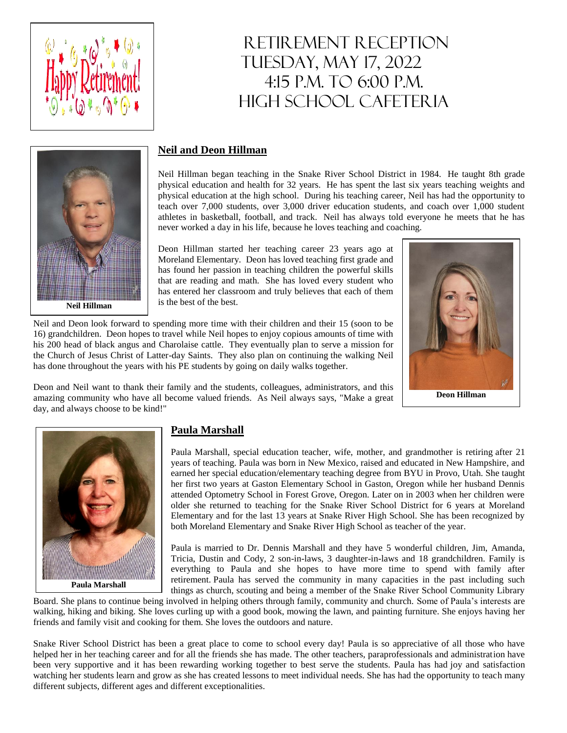# Retirement Reception
# Tuesday, May 17, 2022
# 4:15 p.m. to 6:00 p.m.
# High School Cafeteria

Neil Hillman

## Neil and Deon Hillman

Neil Hillman began teaching in the Snake River School District in 1984. He taught 8th grade physical education and health for 32 years. He has spent the last six years teaching weights and physical education at the high school. During his teaching career, Neil has had the opportunity to teach over 7,000 students, over 3,000 driver education students, and coach over 1,000 student athletes in basketball, football, and track. Neil has always told everyone he meets that he has never worked a day in his life, because he loves teaching and coaching.

Deon Hillman started her teaching career 23 years ago at Moreland Elementary. Deon has loved teaching first grade and has found her passion in teaching children the powerful skills that are reading and math. She has loved every student who has entered her classroom and truly believes that each of them is the best of the best.

Neil and Deon look forward to spending more time with their children and their 15 (soon to be 16) grandchildren. Deon hopes to travel while Neil hopes to enjoy copious amounts of time with his 200 head of black angus and Charolaise cattle. They eventually plan to serve a mission for the Church of Jesus Christ of Latter-day Saints. They also plan on continuing the walking Neil has done throughout the years with his PE students by going on daily walks together.

Deon and Neil want to thank their family and the students, colleagues, administrators, and this amazing community who have all become valued friends. As Neil always says, "Make a great day, and always choose to be kind!"

Deon Hillman

## Paula Marshall

Paula Marshall, special education teacher, wife, mother, and grandmother is retiring after 21 years of teaching. Paula was born in New Mexico, raised and educated in New Hampshire, and earned her special education/elementary teaching degree from BYU in Provo, Utah. She taught her first two years at Gaston Elementary School in Gaston, Oregon while her husband Dennis attended Optometry School in Forest Grove, Oregon. Later on in 2003 when her children were older she returned to teaching for the Snake River School District for 6 years at Moreland Elementary and for the last 13 years at Snake River High School. She has been recognized by both Moreland Elementary and Snake River High School as teacher of the year.

Paula is married to Dr. Dennis Marshall and they have 5 wonderful children, Jim, Amanda, Tricia, Dustin and Cody, 2 son-in-laws, 3 daughter-in-laws and 18 grandchildren. Family is everything to Paula and she hopes to have more time to spend with family after retirement. Paula has served the community in many capacities in the past including such things as church, scouting and being a member of the Snake River School Community Library Board. She plans to continue being involved in helping others through family, community and church. Some of Paula's interests are walking, hiking and biking. She loves curling up with a good book, mowing the lawn, and painting furniture. She enjoys having her friends and family visit and cooking for them. She loves the outdoors and nature.

Paula Marshall

Snake River School District has been a great place to come to school every day! Paula is so appreciative of all those who have helped her in her teaching career and for all the friends she has made. The other teachers, paraprofessionals and administration have been very supportive and it has been rewarding working together to best serve the students. Paula has had joy and satisfaction watching her students learn and grow as she has created lessons to meet individual needs. She has had the opportunity to teach many different subjects, different ages and different exceptionalities.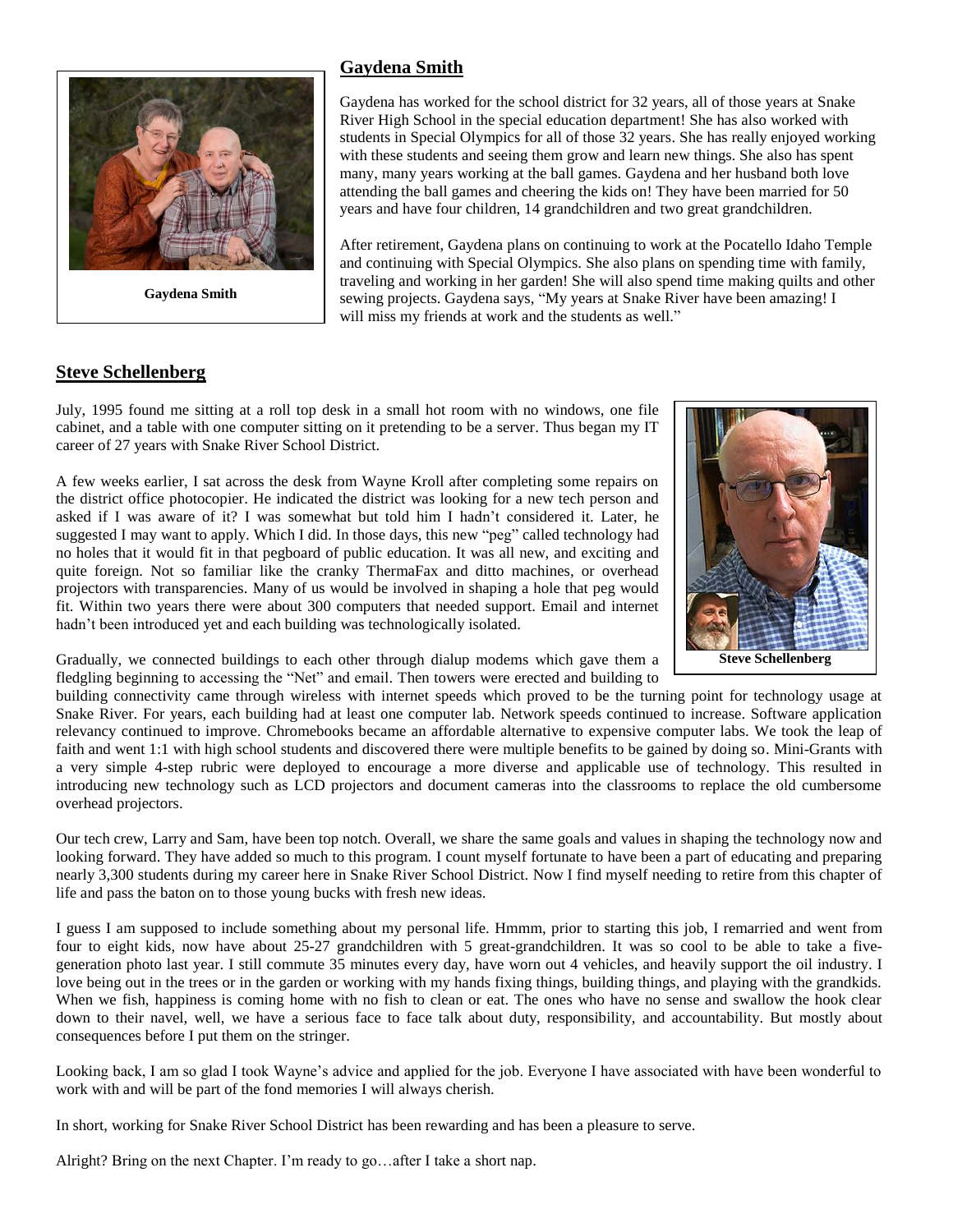## Gaydena Smith

Gaydena Smith

Gaydena has worked for the school district for 32 years, all of those years at Snake River High School in the special education department! She has also worked with students in Special Olympics for all of those 32 years. She has really enjoyed working with these students and seeing them grow and learn new things. She also has spent many, many years working at the ball games. Gaydena and her husband both love attending the ball games and cheering the kids on! They have been married for 50 years and have four children, 14 grandchildren and two great grandchildren.

After retirement, Gaydena plans on continuing to work at the Pocatello Idaho Temple and continuing with Special Olympics. She also plans on spending time with family, traveling and working in her garden! She will also spend time making quilts and other sewing projects. Gaydena says, "My years at Snake River have been amazing! I will miss my friends at work and the students as well."

## Steve Schellenberg

Steve Schellenberg

July, 1995 found me sitting at a roll top desk in a small hot room with no windows, one file cabinet, and a table with one computer sitting on it pretending to be a server. Thus began my IT career of 27 years with Snake River School District.

A few weeks earlier, I sat across the desk from Wayne Kroll after completing some repairs on the district office photocopier. He indicated the district was looking for a new tech person and asked if I was aware of it? I was somewhat but told him I hadn't considered it. Later, he suggested I may want to apply. Which I did. In those days, this new "peg" called technology had no holes that it would fit in that pegboard of public education. It was all new, and exciting and quite foreign. Not so familiar like the cranky ThermaFax and ditto machines, or overhead projectors with transparencies. Many of us would be involved in shaping a hole that peg would fit. Within two years there were about 300 computers that needed support. Email and internet hadn't been introduced yet and each building was technologically isolated.

Gradually, we connected buildings to each other through dialup modems which gave them a fledgling beginning to accessing the "Net" and email. Then towers were erected and building to building connectivity came through wireless with internet speeds which proved to be the turning point for technology usage at Snake River. For years, each building had at least one computer lab. Network speeds continued to increase. Software application relevancy continued to improve. Chromebooks became an affordable alternative to expensive computer labs. We took the leap of faith and went 1:1 with high school students and discovered there were multiple benefits to be gained by doing so. Mini-Grants with a very simple 4-step rubric were deployed to encourage a more diverse and applicable use of technology. This resulted in introducing new technology such as LCD projectors and document cameras into the classrooms to replace the old cumbersome overhead projectors.

Our tech crew, Larry and Sam, have been top notch. Overall, we share the same goals and values in shaping the technology now and looking forward. They have added so much to this program. I count myself fortunate to have been a part of educating and preparing nearly 3,300 students during my career here in Snake River School District. Now I find myself needing to retire from this chapter of life and pass the baton on to those young bucks with fresh new ideas.

I guess I am supposed to include something about my personal life. Hmmm, prior to starting this job, I remarried and went from four to eight kids, now have about 25-27 grandchildren with 5 great-grandchildren. It was so cool to be able to take a five-generation photo last year. I still commute 35 minutes every day, have worn out 4 vehicles, and heavily support the oil industry. I love being out in the trees or in the garden or working with my hands fixing things, building things, and playing with the grandkids. When we fish, happiness is coming home with no fish to clean or eat. The ones who have no sense and swallow the hook clear down to their navel, well, we have a serious face to face talk about duty, responsibility, and accountability. But mostly about consequences before I put them on the stringer.

Looking back, I am so glad I took Wayne's advice and applied for the job. Everyone I have associated with have been wonderful to work with and will be part of the fond memories I will always cherish.

In short, working for Snake River School District has been rewarding and has been a pleasure to serve.

Alright? Bring on the next Chapter. I'm ready to go…after I take a short nap.